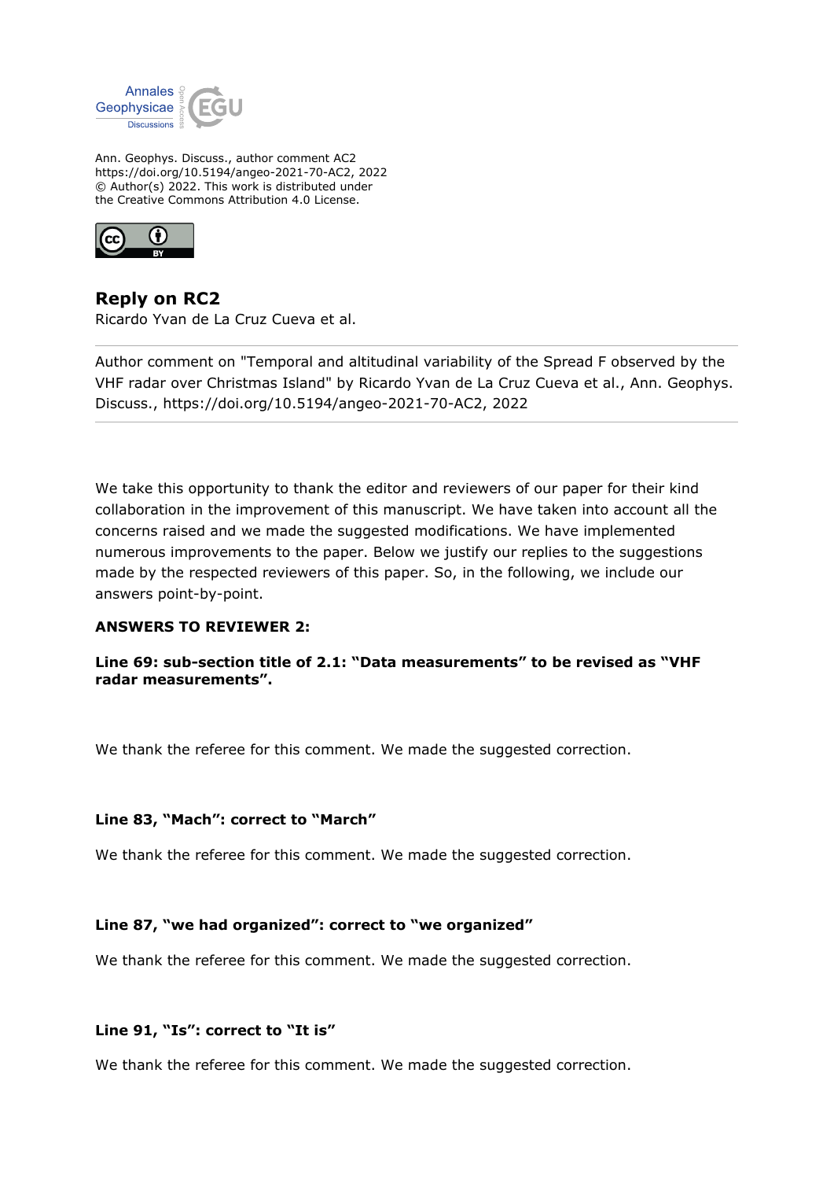Ann. Geophys. Discuss., author comment AC2
https://doi.org/10.5194/angeo-2021-70-AC2, 2022
© Author(s) 2022. This work is distributed under
the Creative Commons Attribution 4.0 License.

# Reply on RC2

Ricardo Yvan de La Cruz Cueva et al.

---

Author comment on "Temporal and altitudinal variability of the Spread F observed by the VHF radar over Christmas Island" by Ricardo Yvan de La Cruz Cueva et al., Ann. Geophys. Discuss., https://doi.org/10.5194/angeo-2021-70-AC2, 2022

---

We take this opportunity to thank the editor and reviewers of our paper for their kind collaboration in the improvement of this manuscript. We have taken into account all the concerns raised and we made the suggested modifications. We have implemented numerous improvements to the paper. Below we justify our replies to the suggestions made by the respected reviewers of this paper. So, in the following, we include our answers point-by-point.

**ANSWERS TO REVIEWER 2:**

**Line 69: sub-section title of 2.1: "Data measurements" to be revised as "VHF radar measurements".**

We thank the referee for this comment. We made the suggested correction.

**Line 83, "Mach": correct to "March"**

We thank the referee for this comment. We made the suggested correction.

**Line 87, "we had organized": correct to "we organized"**

We thank the referee for this comment. We made the suggested correction.

**Line 91, "Is": correct to "It is"**

We thank the referee for this comment. We made the suggested correction.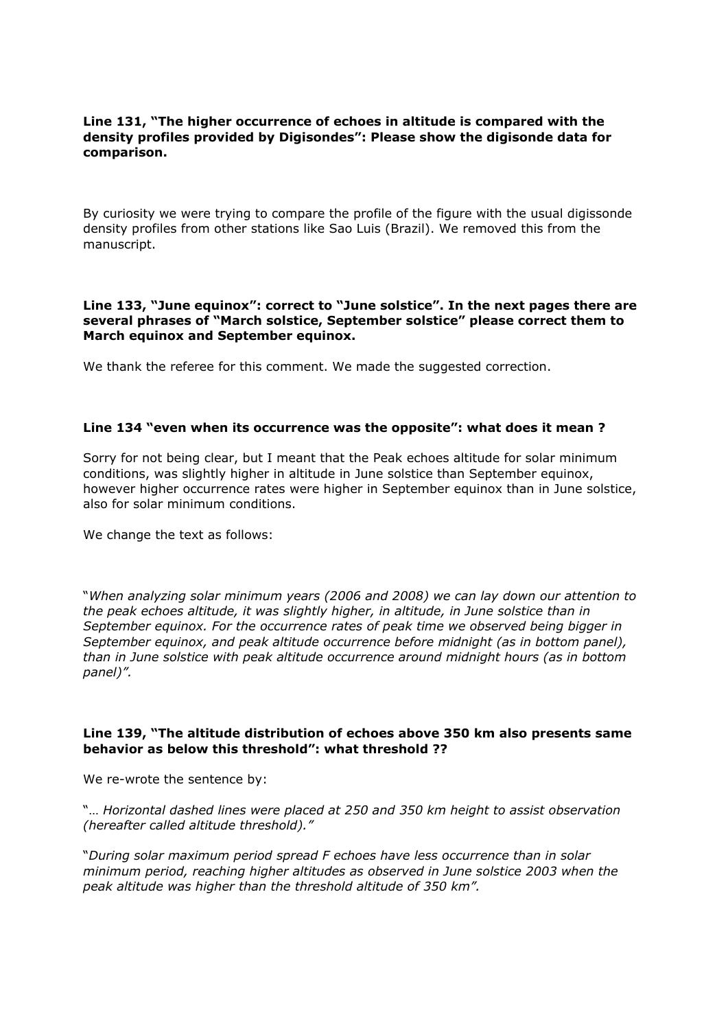**Line 131, "The higher occurrence of echoes in altitude is compared with the density profiles provided by Digisondes": Please show the digisonde data for comparison.**

By curiosity we were trying to compare the profile of the figure with the usual digissonde density profiles from other stations like Sao Luis (Brazil). We removed this from the manuscript.

**Line 133, "June equinox": correct to "June solstice". In the next pages there are several phrases of "March solstice, September solstice" please correct them to March equinox and September equinox.**

We thank the referee for this comment. We made the suggested correction.

**Line 134 "even when its occurrence was the opposite": what does it mean ?**

Sorry for not being clear, but I meant that the Peak echoes altitude for solar minimum conditions, was slightly higher in altitude in June solstice than September equinox, however higher occurrence rates were higher in September equinox than in June solstice, also for solar minimum conditions.

We change the text as follows:

"*When analyzing solar minimum years (2006 and 2008) we can lay down our attention to the peak echoes altitude, it was slightly higher, in altitude, in June solstice than in September equinox. For the occurrence rates of peak time we observed being bigger in September equinox, and peak altitude occurrence before midnight (as in bottom panel), than in June solstice with peak altitude occurrence around midnight hours (as in bottom panel)*".

**Line 139, "The altitude distribution of echoes above 350 km also presents same behavior as below this threshold": what threshold ??**

We re-wrote the sentence by:

"*… Horizontal dashed lines were placed at 250 and 350 km height to assist observation (hereafter called altitude threshold).*"

"*During solar maximum period spread F echoes have less occurrence than in solar minimum period, reaching higher altitudes as observed in June solstice 2003 when the peak altitude was higher than the threshold altitude of 350 km*".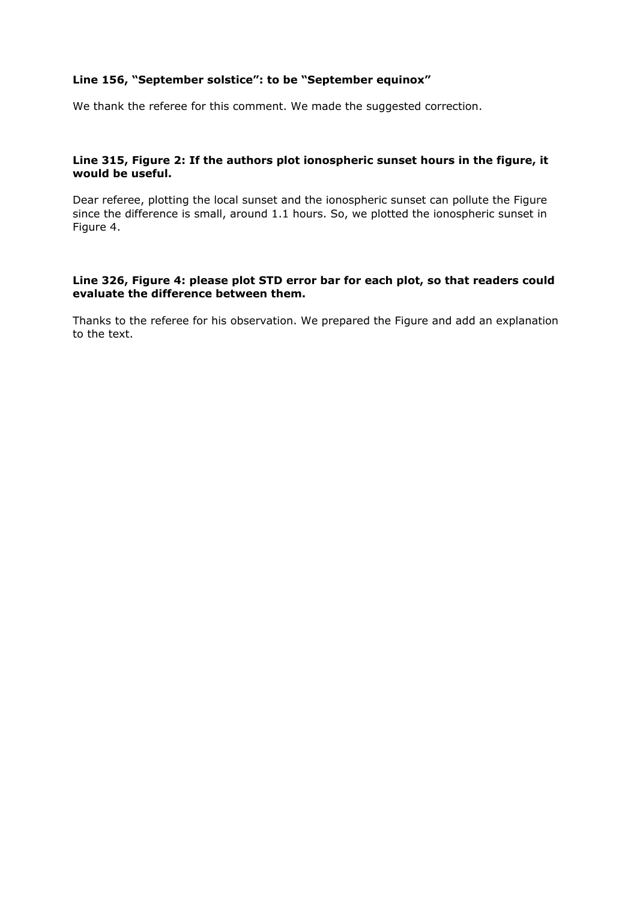**Line 156, "September solstice": to be "September equinox"**

We thank the referee for this comment. We made the suggested correction.

**Line 315, Figure 2: If the authors plot ionospheric sunset hours in the figure, it would be useful.**

Dear referee, plotting the local sunset and the ionospheric sunset can pollute the Figure since the difference is small, around 1.1 hours. So, we plotted the ionospheric sunset in Figure 4.

**Line 326, Figure 4: please plot STD error bar for each plot, so that readers could evaluate the difference between them.**

Thanks to the referee for his observation. We prepared the Figure and add an explanation to the text.